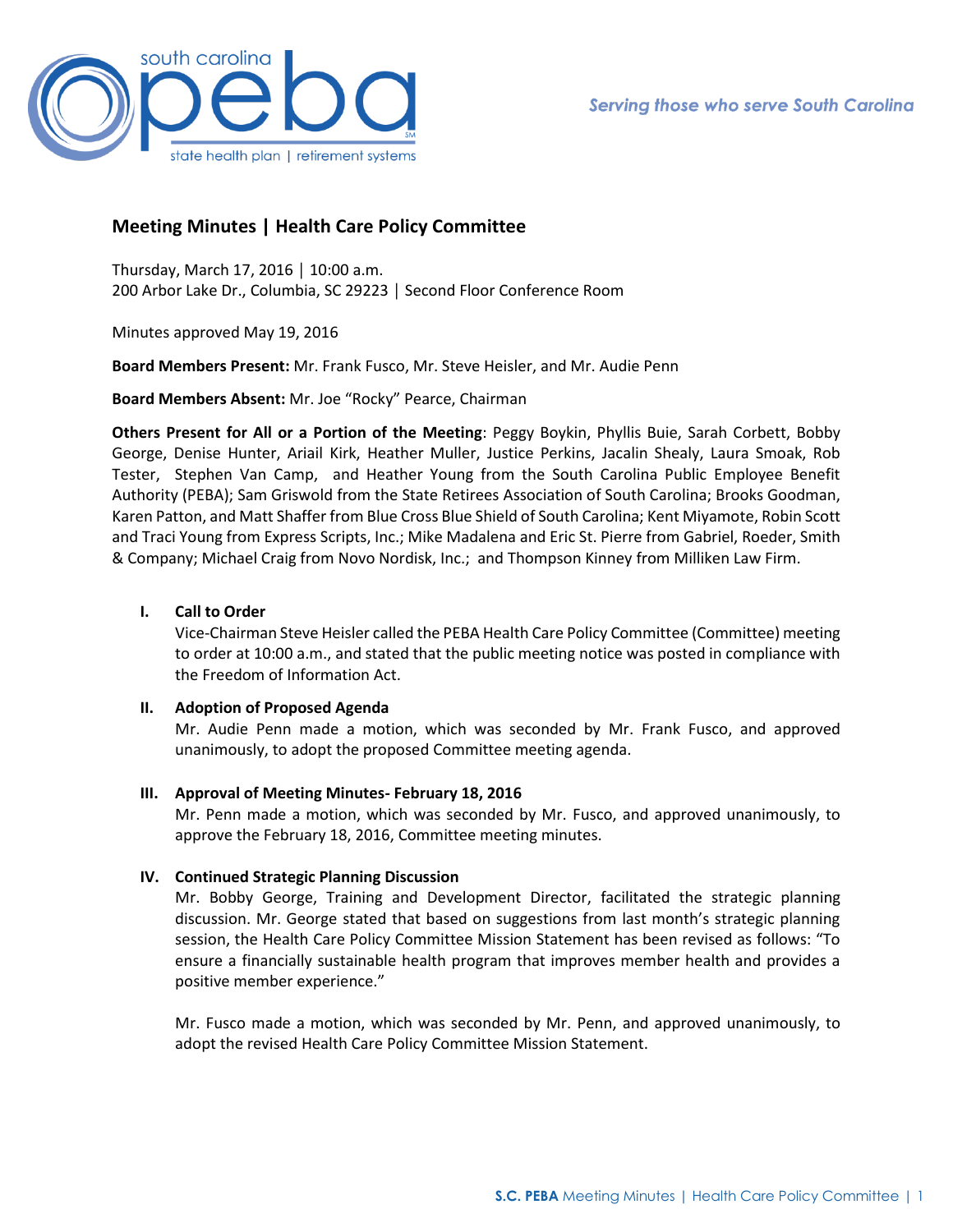# Meeting Minutes | Health Care Policy Committee

Thursday, March 17, 2016 | 10:00 a.m.
200 Arbor Lake Dr., Columbia, SC 29223 | Second Floor Conference Room

Minutes approved May 19, 2016

**Board Members Present:** Mr. Frank Fusco, Mr. Steve Heisler, and Mr. Audie Penn

**Board Members Absent:** Mr. Joe "Rocky" Pearce, Chairman

**Others Present for All or a Portion of the Meeting**: Peggy Boykin, Phyllis Buie, Sarah Corbett, Bobby George, Denise Hunter, Ariail Kirk, Heather Muller, Justice Perkins, Jacalin Shealy, Laura Smoak, Rob Tester, Stephen Van Camp, and Heather Young from the South Carolina Public Employee Benefit Authority (PEBA); Sam Griswold from the State Retirees Association of South Carolina; Brooks Goodman, Karen Patton, and Matt Shaffer from Blue Cross Blue Shield of South Carolina; Kent Miyamote, Robin Scott and Traci Young from Express Scripts, Inc.; Mike Madalena and Eric St. Pierre from Gabriel, Roeder, Smith & Company; Michael Craig from Novo Nordisk, Inc.; and Thompson Kinney from Milliken Law Firm.

## I. Call to Order

Vice-Chairman Steve Heisler called the PEBA Health Care Policy Committee (Committee) meeting to order at 10:00 a.m., and stated that the public meeting notice was posted in compliance with the Freedom of Information Act.

## II. Adoption of Proposed Agenda

Mr. Audie Penn made a motion, which was seconded by Mr. Frank Fusco, and approved unanimously, to adopt the proposed Committee meeting agenda.

## III. Approval of Meeting Minutes- February 18, 2016

Mr. Penn made a motion, which was seconded by Mr. Fusco, and approved unanimously, to approve the February 18, 2016, Committee meeting minutes.

## IV. Continued Strategic Planning Discussion

Mr. Bobby George, Training and Development Director, facilitated the strategic planning discussion. Mr. George stated that based on suggestions from last month's strategic planning session, the Health Care Policy Committee Mission Statement has been revised as follows: "To ensure a financially sustainable health program that improves member health and provides a positive member experience."

Mr. Fusco made a motion, which was seconded by Mr. Penn, and approved unanimously, to adopt the revised Health Care Policy Committee Mission Statement.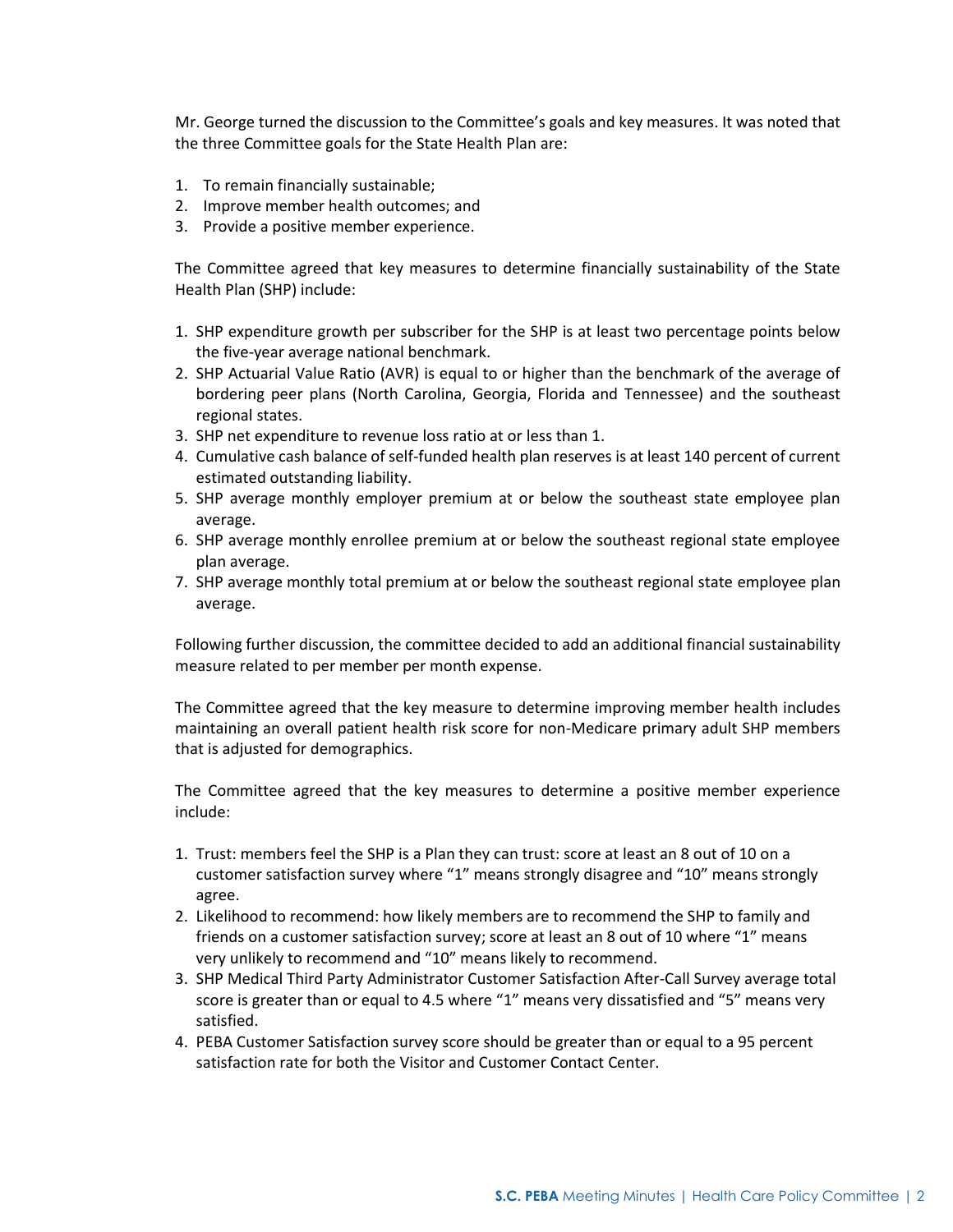Mr. George turned the discussion to the Committee's goals and key measures. It was noted that the three Committee goals for the State Health Plan are:

1. To remain financially sustainable;
2. Improve member health outcomes; and
3. Provide a positive member experience.

The Committee agreed that key measures to determine financially sustainability of the State Health Plan (SHP) include:

1. SHP expenditure growth per subscriber for the SHP is at least two percentage points below the five-year average national benchmark.
2. SHP Actuarial Value Ratio (AVR) is equal to or higher than the benchmark of the average of bordering peer plans (North Carolina, Georgia, Florida and Tennessee) and the southeast regional states.
3. SHP net expenditure to revenue loss ratio at or less than 1.
4. Cumulative cash balance of self-funded health plan reserves is at least 140 percent of current estimated outstanding liability.
5. SHP average monthly employer premium at or below the southeast state employee plan average.
6. SHP average monthly enrollee premium at or below the southeast regional state employee plan average.
7. SHP average monthly total premium at or below the southeast regional state employee plan average.

Following further discussion, the committee decided to add an additional financial sustainability measure related to per member per month expense.

The Committee agreed that the key measure to determine improving member health includes maintaining an overall patient health risk score for non-Medicare primary adult SHP members that is adjusted for demographics.

The Committee agreed that the key measures to determine a positive member experience include:

1. Trust: members feel the SHP is a Plan they can trust: score at least an 8 out of 10 on a customer satisfaction survey where "1" means strongly disagree and "10" means strongly agree.
2. Likelihood to recommend: how likely members are to recommend the SHP to family and friends on a customer satisfaction survey; score at least an 8 out of 10 where "1" means very unlikely to recommend and "10" means likely to recommend.
3. SHP Medical Third Party Administrator Customer Satisfaction After-Call Survey average total score is greater than or equal to 4.5 where "1" means very dissatisfied and "5" means very satisfied.
4. PEBA Customer Satisfaction survey score should be greater than or equal to a 95 percent satisfaction rate for both the Visitor and Customer Contact Center.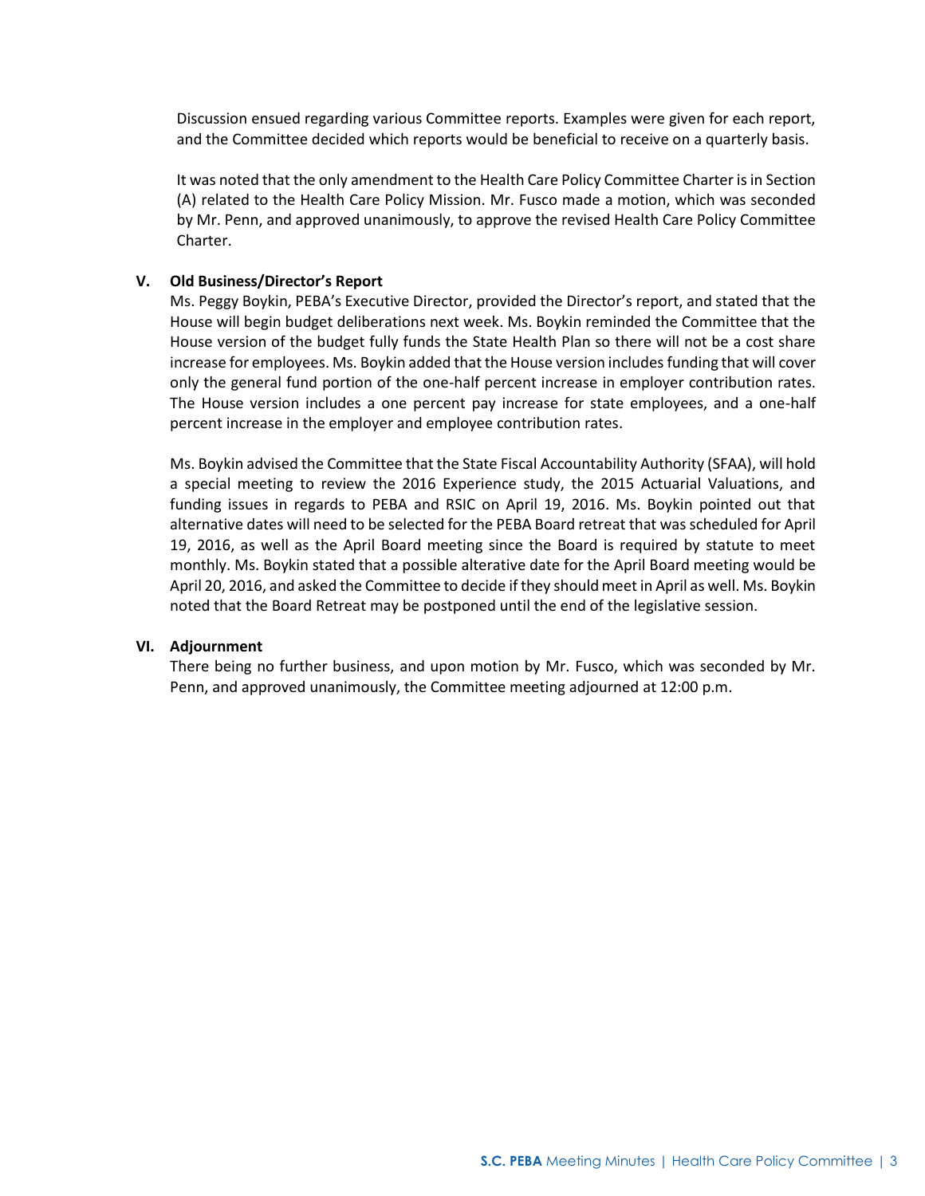Discussion ensued regarding various Committee reports. Examples were given for each report, and the Committee decided which reports would be beneficial to receive on a quarterly basis.

It was noted that the only amendment to the Health Care Policy Committee Charter is in Section (A) related to the Health Care Policy Mission. Mr. Fusco made a motion, which was seconded by Mr. Penn, and approved unanimously, to approve the revised Health Care Policy Committee Charter.

**V. Old Business/Director's Report**

Ms. Peggy Boykin, PEBA's Executive Director, provided the Director's report, and stated that the House will begin budget deliberations next week. Ms. Boykin reminded the Committee that the House version of the budget fully funds the State Health Plan so there will not be a cost share increase for employees. Ms. Boykin added that the House version includes funding that will cover only the general fund portion of the one-half percent increase in employer contribution rates. The House version includes a one percent pay increase for state employees, and a one-half percent increase in the employer and employee contribution rates.

Ms. Boykin advised the Committee that the State Fiscal Accountability Authority (SFAA), will hold a special meeting to review the 2016 Experience study, the 2015 Actuarial Valuations, and funding issues in regards to PEBA and RSIC on April 19, 2016. Ms. Boykin pointed out that alternative dates will need to be selected for the PEBA Board retreat that was scheduled for April 19, 2016, as well as the April Board meeting since the Board is required by statute to meet monthly. Ms. Boykin stated that a possible alterative date for the April Board meeting would be April 20, 2016, and asked the Committee to decide if they should meet in April as well. Ms. Boykin noted that the Board Retreat may be postponed until the end of the legislative session.

**VI. Adjournment**

There being no further business, and upon motion by Mr. Fusco, which was seconded by Mr. Penn, and approved unanimously, the Committee meeting adjourned at 12:00 p.m.